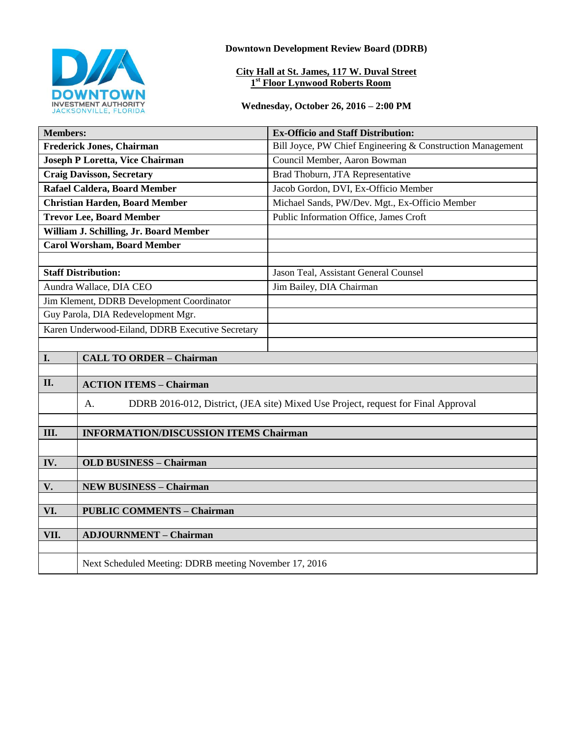**Downtown Development Review Board (DDRB)**

**City Hall at St. James, 117 W. Duval Street**
**1st Floor Lynwood Roberts Room**

**Wednesday, October 26, 2016 – 2:00 PM**

| **Members:** | **Ex-Officio and Staff Distribution:** |
|---|---|
| **Frederick Jones, Chairman** | Bill Joyce, PW Chief Engineering & Construction Management |
| **Joseph P Loretta, Vice Chairman** | Council Member, Aaron Bowman |
| **Craig Davisson, Secretary** | Brad Thoburn, JTA Representative |
| **Rafael Caldera, Board Member** | Jacob Gordon, DVI, Ex-Officio Member |
| **Christian Harden, Board Member** | Michael Sands, PW/Dev. Mgt., Ex-Officio Member |
| **Trevor Lee, Board Member** | Public Information Office, James Croft |
| **William J. Schilling, Jr. Board Member** | |
| **Carol Worsham, Board Member** | |
| | |
| **Staff Distribution:** | Jason Teal, Assistant General Counsel |
| Aundra Wallace, DIA CEO | Jim Bailey, DIA Chairman |
| Jim Klement, DDRB Development Coordinator | |
| Guy Parola, DIA Redevelopment Mgr. | |
| Karen Underwood-Eiland, DDRB Executive Secretary | |

| | |
|---|---|
| **I.** | **CALL TO ORDER – Chairman** |
| **II.** | **ACTION ITEMS – Chairman** |
| | A. DDRB 2016-012, District, (JEA site) Mixed Use Project, request for Final Approval |
| **III.** | **INFORMATION/DISCUSSION ITEMS Chairman** |
| **IV.** | **OLD BUSINESS – Chairman** |
| **V.** | **NEW BUSINESS – Chairman** |
| **VI.** | **PUBLIC COMMENTS – Chairman** |
| **VII.** | **ADJOURNMENT – Chairman** |
| | Next Scheduled Meeting: DDRB meeting November 17, 2016 |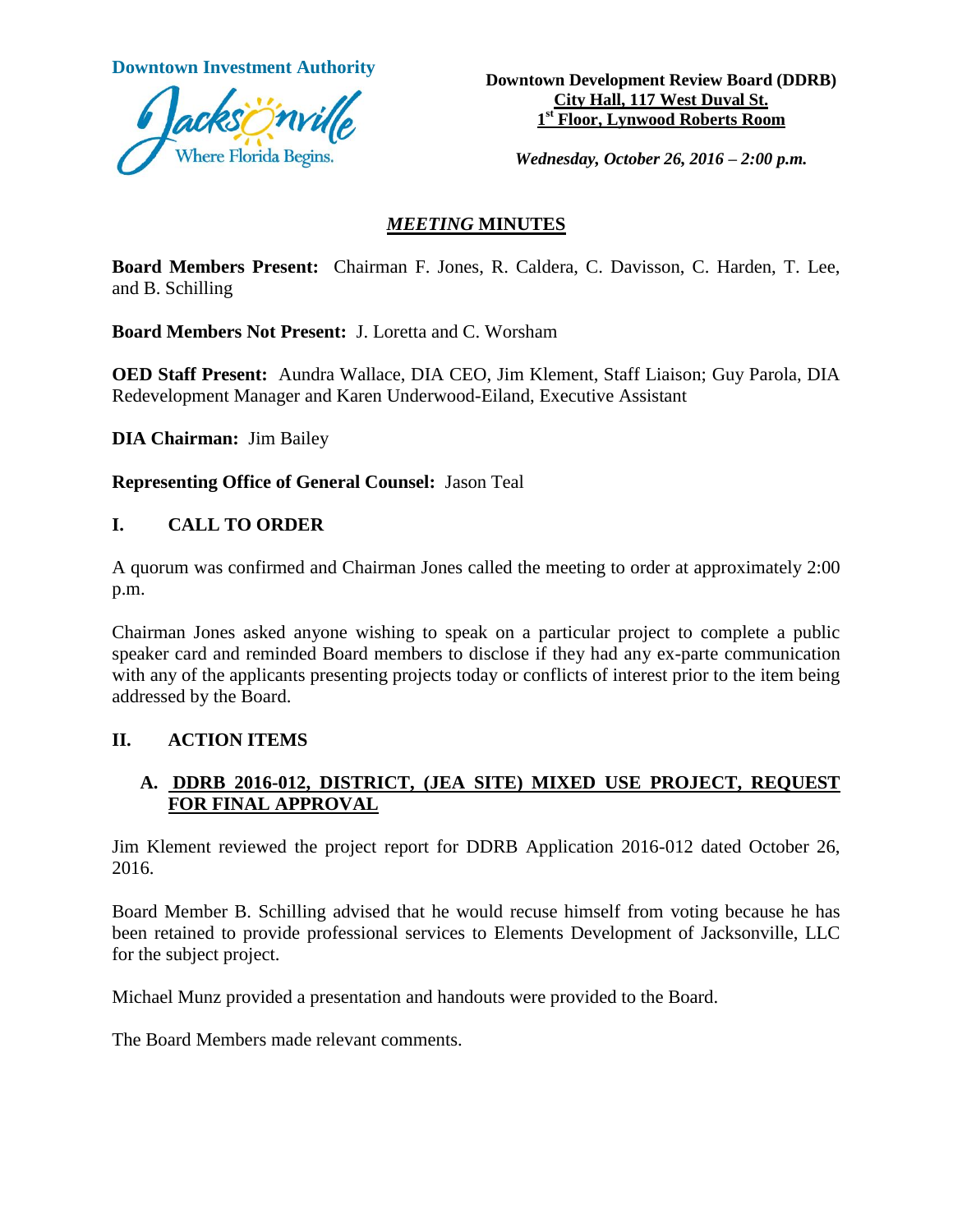**Downtown Investment Authority**

**Downtown Development Review Board (DDRB)**
**City Hall, 117 West Duval St.**
**1st Floor, Lynwood Roberts Room**

***Wednesday, October 26, 2016 – 2:00 p.m.***

## *MEETING* MINUTES

**Board Members Present:** Chairman F. Jones, R. Caldera, C. Davisson, C. Harden, T. Lee, and B. Schilling

**Board Members Not Present:** J. Loretta and C. Worsham

**OED Staff Present:** Aundra Wallace, DIA CEO, Jim Klement, Staff Liaison; Guy Parola, DIA Redevelopment Manager and Karen Underwood-Eiland, Executive Assistant

**DIA Chairman:** Jim Bailey

**Representing Office of General Counsel:** Jason Teal

## I. CALL TO ORDER

A quorum was confirmed and Chairman Jones called the meeting to order at approximately 2:00 p.m.

Chairman Jones asked anyone wishing to speak on a particular project to complete a public speaker card and reminded Board members to disclose if they had any ex-parte communication with any of the applicants presenting projects today or conflicts of interest prior to the item being addressed by the Board.

## II. ACTION ITEMS

### A. DDRB 2016-012, DISTRICT, (JEA SITE) MIXED USE PROJECT, REQUEST FOR FINAL APPROVAL

Jim Klement reviewed the project report for DDRB Application 2016-012 dated October 26, 2016.

Board Member B. Schilling advised that he would recuse himself from voting because he has been retained to provide professional services to Elements Development of Jacksonville, LLC for the subject project.

Michael Munz provided a presentation and handouts were provided to the Board.

The Board Members made relevant comments.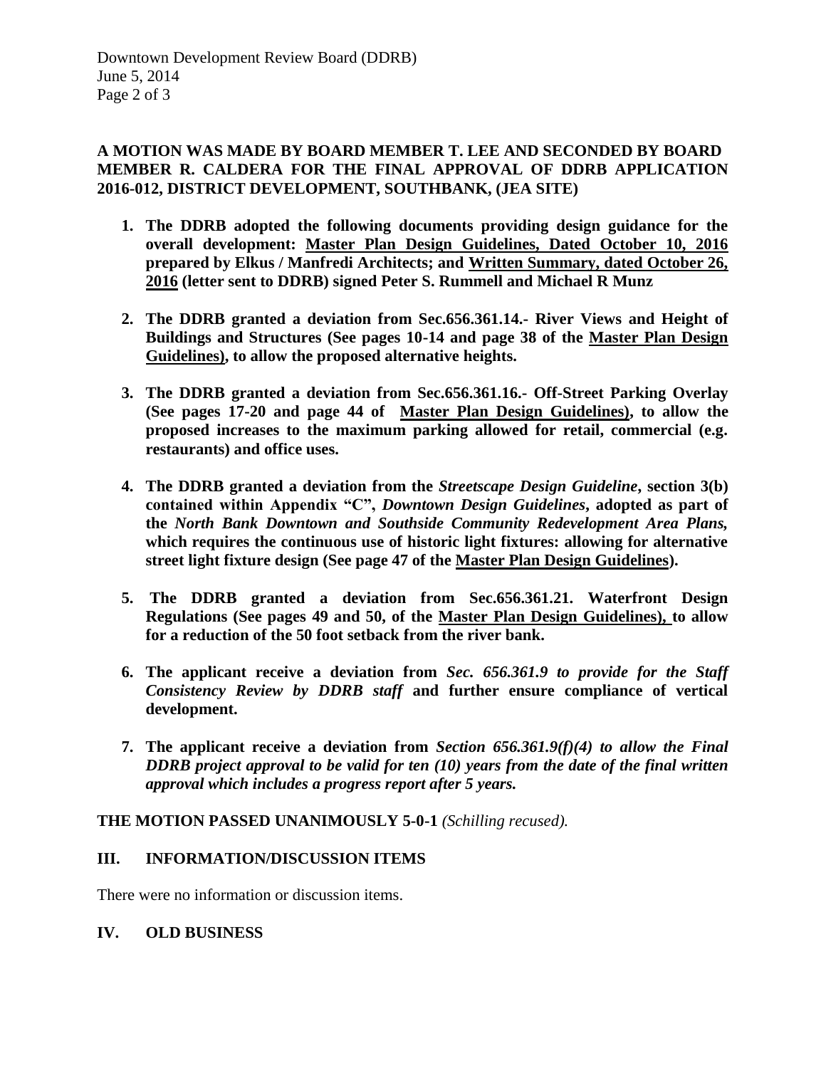**A MOTION WAS MADE BY BOARD MEMBER T. LEE AND SECONDED BY BOARD MEMBER R. CALDERA FOR THE FINAL APPROVAL OF DDRB APPLICATION 2016-012, DISTRICT DEVELOPMENT, SOUTHBANK, (JEA SITE)**

1. **The DDRB adopted the following documents providing design guidance for the overall development: <u>Master Plan Design Guidelines, Dated October 10, 2016</u> prepared by Elkus / Manfredi Architects; and <u>Written Summary, dated October 26, 2016</u> (letter sent to DDRB) signed Peter S. Rummell and Michael R Munz**

2. **The DDRB granted a deviation from Sec.656.361.14.- River Views and Height of Buildings and Structures (See pages 10-14 and page 38 of the <u>Master Plan Design Guidelines</u>), to allow the proposed alternative heights.**

3. **The DDRB granted a deviation from Sec.656.361.16.- Off-Street Parking Overlay (See pages 17-20 and page 44 of <u>Master Plan Design Guidelines</u>), to allow the proposed increases to the maximum parking allowed for retail, commercial (e.g. restaurants) and office uses.**

4. **The DDRB granted a deviation from the *Streetscape Design Guideline*, section 3(b) contained within Appendix "C", *Downtown Design Guidelines*, adopted as part of the *North Bank Downtown and Southside Community Redevelopment Area Plans,* which requires the continuous use of historic light fixtures: allowing for alternative street light fixture design (See page 47 of the <u>Master Plan Design Guidelines</u>).**

5. **The DDRB granted a deviation from Sec.656.361.21. Waterfront Design Regulations (See pages 49 and 50, of the <u>Master Plan Design Guidelines</u>), to allow for a reduction of the 50 foot setback from the river bank.**

6. **The applicant receive a deviation from *Sec. 656.361.9 to provide for the Staff Consistency Review by DDRB staff* and further ensure compliance of vertical development.**

7. **The applicant receive a deviation from *Section 656.361.9(f)(4) to allow the Final DDRB project approval to be valid for ten (10) years from the date of the final written approval which includes a progress report after 5 years.***

**THE MOTION PASSED UNANIMOUSLY 5-0-1** *(Schilling recused).*

## III. INFORMATION/DISCUSSION ITEMS

There were no information or discussion items.

## IV. OLD BUSINESS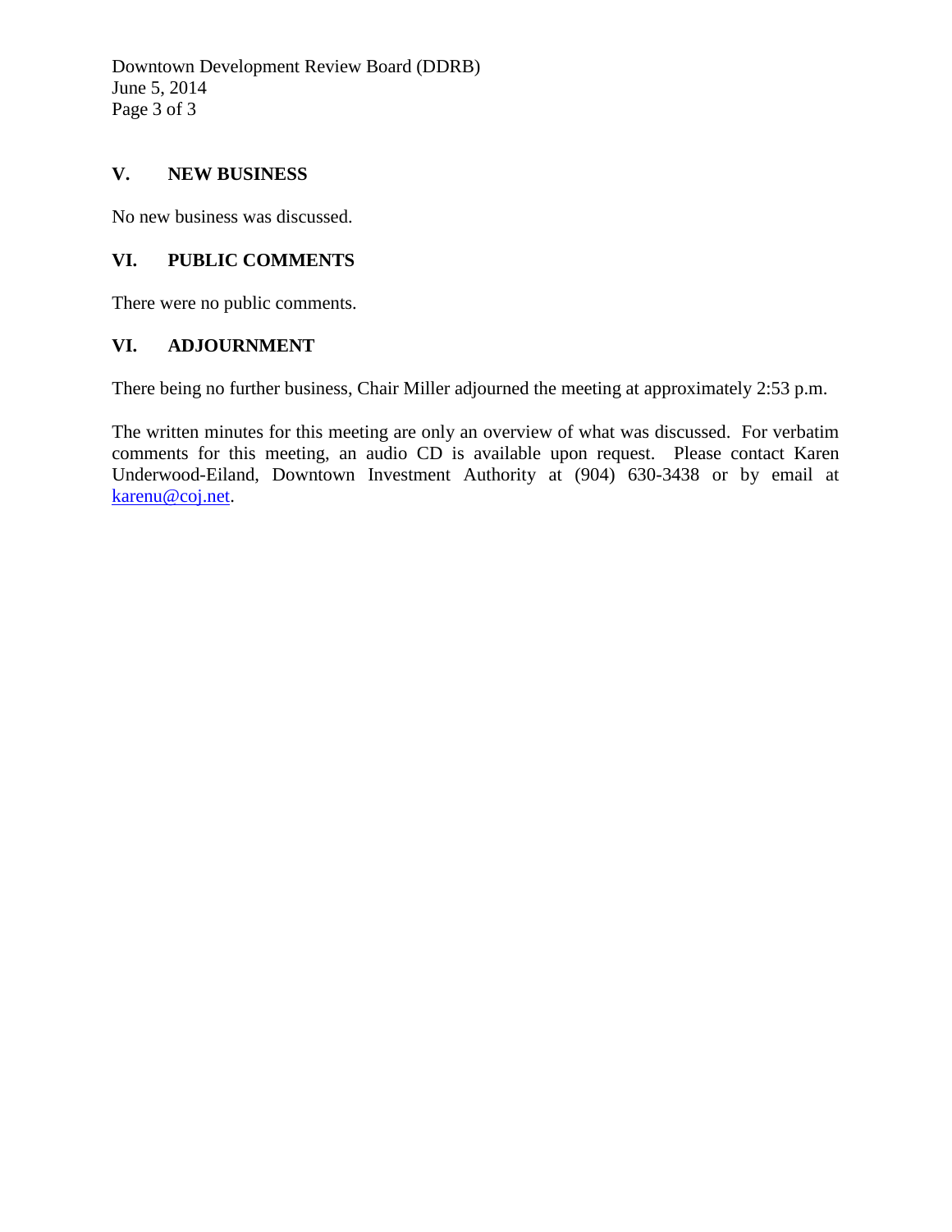## V. NEW BUSINESS

No new business was discussed.

## VI. PUBLIC COMMENTS

There were no public comments.

## VI. ADJOURNMENT

There being no further business, Chair Miller adjourned the meeting at approximately 2:53 p.m.

The written minutes for this meeting are only an overview of what was discussed. For verbatim comments for this meeting, an audio CD is available upon request. Please contact Karen Underwood-Eiland, Downtown Investment Authority at (904) 630-3438 or by email at karenu@coj.net.